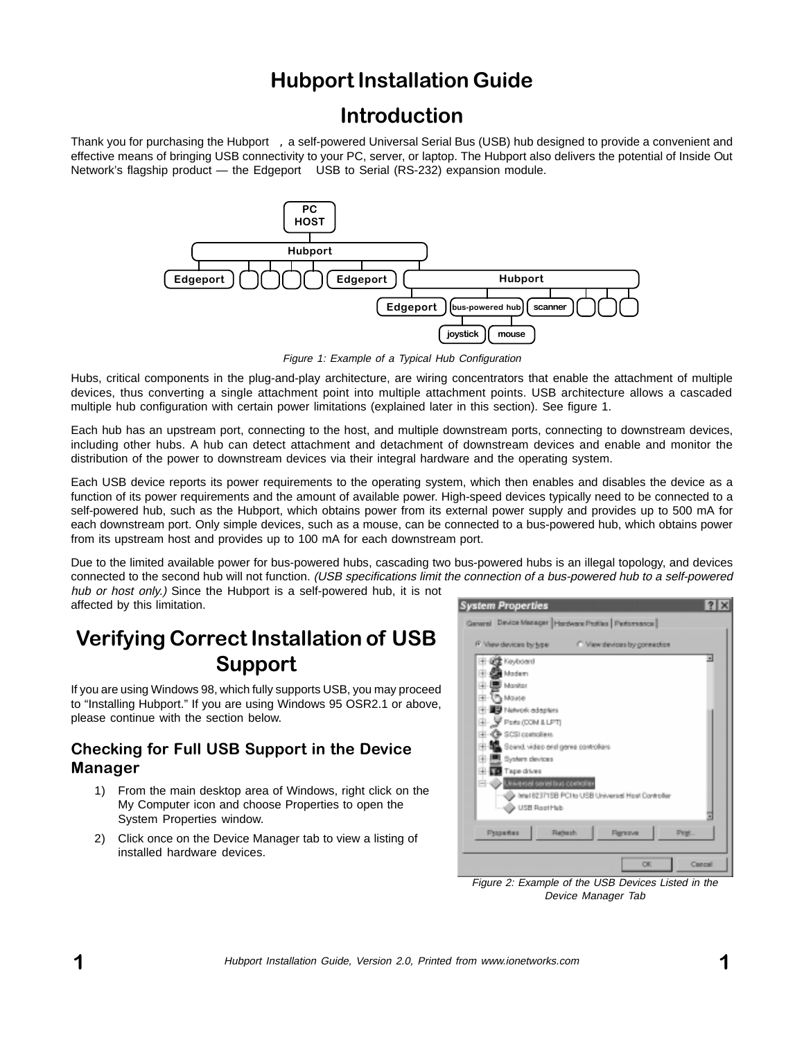# Hubport Installation Guide

## Introduction

Thank you for purchasing the Hubport , a self-powered Universal Serial Bus (USB) hub designed to provide a convenient and effective means of bringing USB connectivity to your PC, server, or laptop. The Hubport also delivers the potential of Inside Out Network's flagship product — the Edgeport USB to Serial (RS-232) expansion module.

*Figure 1: Example of a Typical Hub Configuration*

Hubs, critical components in the plug-and-play architecture, are wiring concentrators that enable the attachment of multiple devices, thus converting a single attachment point into multiple attachment points. USB architecture allows a cascaded multiple hub configuration with certain power limitations (explained later in this section). See figure 1.

Each hub has an upstream port, connecting to the host, and multiple downstream ports, connecting to downstream devices, including other hubs. A hub can detect attachment and detachment of downstream devices and enable and monitor the distribution of the power to downstream devices via their integral hardware and the operating system.

Each USB device reports its power requirements to the operating system, which then enables and disables the device as a function of its power requirements and the amount of available power. High-speed devices typically need to be connected to a self-powered hub, such as the Hubport, which obtains power from its external power supply and provides up to 500 mA for each downstream port. Only simple devices, such as a mouse, can be connected to a bus-powered hub, which obtains power from its upstream host and provides up to 100 mA for each downstream port.

Due to the limited available power for bus-powered hubs, cascading two bus-powered hubs is an illegal topology, and devices connected to the second hub will not function. *(USB specifications limit the connection of a bus-powered hub to a self-powered hub or host only.)* Since the Hubport is a self-powered hub, it is not affected by this limitation.

## Verifying Correct Installation of USB Support

If you are using Windows 98, which fully supports USB, you may proceed to "Installing Hubport." If you are using Windows 95 OSR2.1 or above, please continue with the section below.

### Checking for Full USB Support in the Device Manager

1) From the main desktop area of Windows, right click on the My Computer icon and choose Properties to open the System Properties window.
2) Click once on the Device Manager tab to view a listing of installed hardware devices.

*Figure 2: Example of the USB Devices Listed in the Device Manager Tab*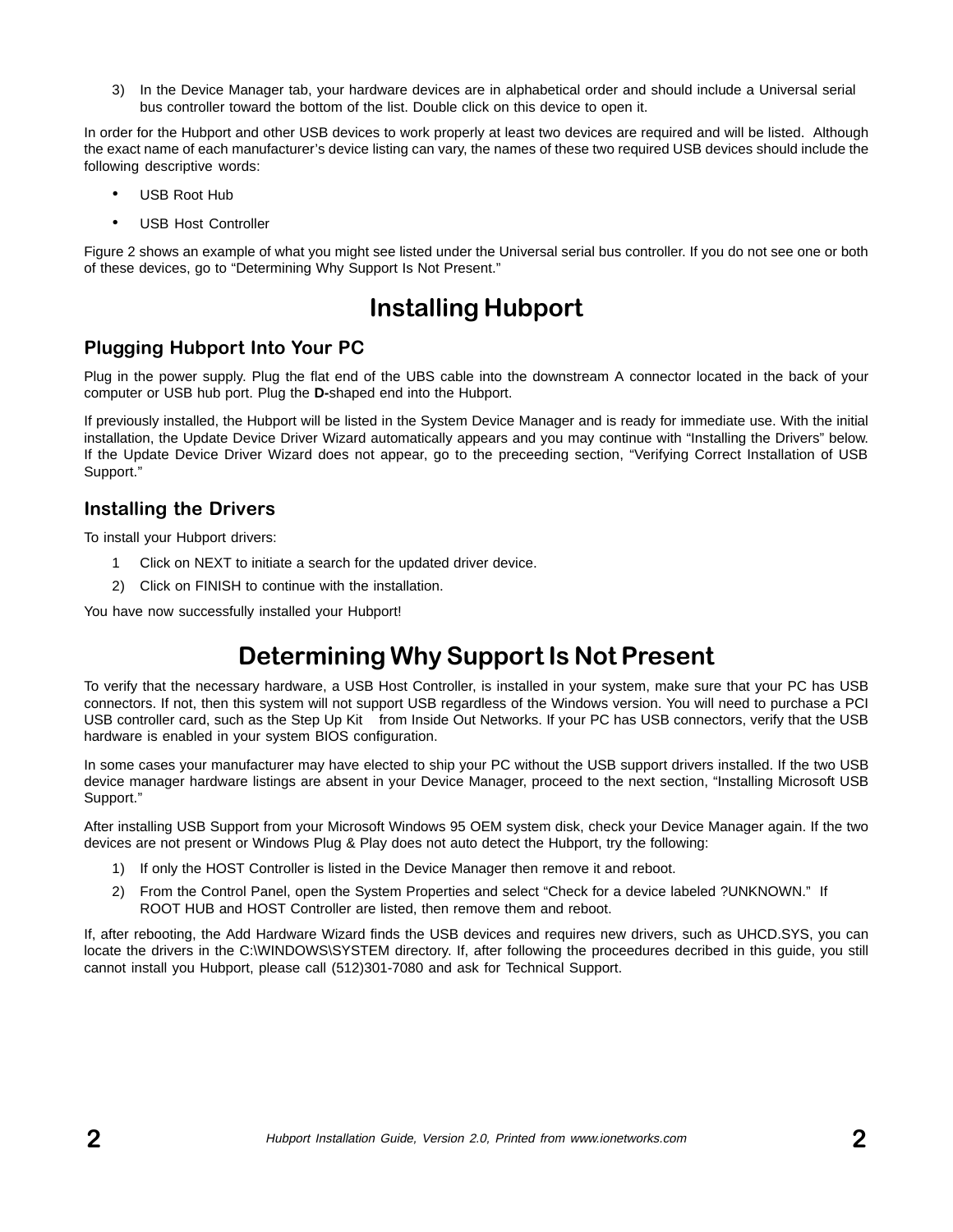3) In the Device Manager tab, your hardware devices are in alphabetical order and should include a Universal serial bus controller toward the bottom of the list. Double click on this device to open it.

In order for the Hubport and other USB devices to work properly at least two devices are required and will be listed. Although the exact name of each manufacturer's device listing can vary, the names of these two required USB devices should include the following descriptive words:

- USB Root Hub
- USB Host Controller

Figure 2 shows an example of what you might see listed under the Universal serial bus controller. If you do not see one or both of these devices, go to "Determining Why Support Is Not Present."

# Installing Hubport

## Plugging Hubport Into Your PC

Plug in the power supply. Plug the flat end of the UBS cable into the downstream A connector located in the back of your computer or USB hub port. Plug the **D-**shaped end into the Hubport.

If previously installed, the Hubport will be listed in the System Device Manager and is ready for immediate use. With the initial installation, the Update Device Driver Wizard automatically appears and you may continue with "Installing the Drivers" below. If the Update Device Driver Wizard does not appear, go to the preceeding section, "Verifying Correct Installation of USB Support."

## Installing the Drivers

To install your Hubport drivers:

1 Click on NEXT to initiate a search for the updated driver device.

2) Click on FINISH to continue with the installation.

You have now successfully installed your Hubport!

# Determining Why Support Is Not Present

To verify that the necessary hardware, a USB Host Controller, is installed in your system, make sure that your PC has USB connectors. If not, then this system will not support USB regardless of the Windows version. You will need to purchase a PCI USB controller card, such as the Step Up Kit from Inside Out Networks. If your PC has USB connectors, verify that the USB hardware is enabled in your system BIOS configuration.

In some cases your manufacturer may have elected to ship your PC without the USB support drivers installed. If the two USB device manager hardware listings are absent in your Device Manager, proceed to the next section, "Installing Microsoft USB Support."

After installing USB Support from your Microsoft Windows 95 OEM system disk, check your Device Manager again. If the two devices are not present or Windows Plug & Play does not auto detect the Hubport, try the following:

1) If only the HOST Controller is listed in the Device Manager then remove it and reboot.

2) From the Control Panel, open the System Properties and select "Check for a device labeled ?UNKNOWN." If ROOT HUB and HOST Controller are listed, then remove them and reboot.

If, after rebooting, the Add Hardware Wizard finds the USB devices and requires new drivers, such as UHCD.SYS, you can locate the drivers in the C:\WINDOWS\SYSTEM directory. If, after following the proceedures decribed in this guide, you still cannot install you Hubport, please call (512)301-7080 and ask for Technical Support.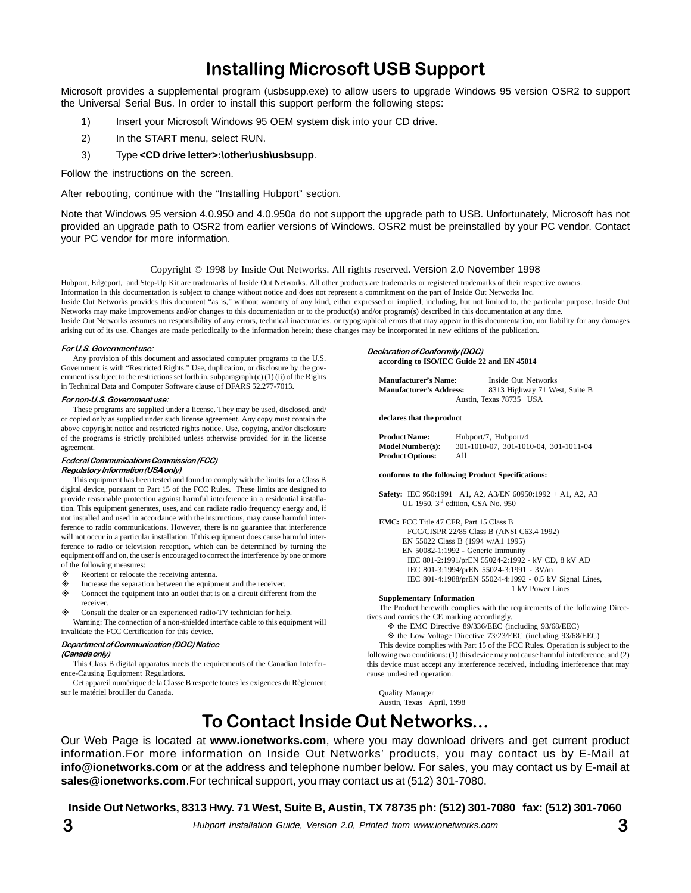# Installing Microsoft USB Support

Microsoft provides a supplemental program (usbsupp.exe) to allow users to upgrade Windows 95 version OSR2 to support the Universal Serial Bus. In order to install this support perform the following steps:

1) Insert your Microsoft Windows 95 OEM system disk into your CD drive.
2) In the START menu, select RUN.
3) Type **<CD drive letter>:\other\usb\usbsupp**.

Follow the instructions on the screen.

After rebooting, continue with the "Installing Hubport" section.

Note that Windows 95 version 4.0.950 and 4.0.950a do not support the upgrade path to USB. Unfortunately, Microsoft has not provided an upgrade path to OSR2 from earlier versions of Windows. OSR2 must be preinstalled by your PC vendor. Contact your PC vendor for more information.

Copyright © 1998 by Inside Out Networks. All rights reserved. Version 2.0 November 1998

Hubport, Edgeport, and Step-Up Kit are trademarks of Inside Out Networks. All other products are trademarks or registered trademarks of their respective owners.
Information in this documentation is subject to change without notice and does not represent a commitment on the part of Inside Out Networks Inc.
Inside Out Networks provides this document "as is," without warranty of any kind, either expressed or implied, including, but not limited to, the particular purpose. Inside Out Networks may make improvements and/or changes to this documentation or to the product(s) and/or program(s) described in this documentation at any time.
Inside Out Networks assumes no responsibility of any errors, technical inaccuracies, or typographical errors that may appear in this documentation, nor liability for any damages arising out of its use. Changes are made periodically to the information herein; these changes may be incorporated in new editions of the publication.

***For U.S. Government use:***

Any provision of this document and associated computer programs to the U.S. Government is with "Restricted Rights." Use, duplication, or disclosure by the government is subject to the restrictions set forth in, subparagraph (c) (1) (ii) of the Rights in Technical Data and Computer Software clause of DFARS 52.277-7013.

***For non-U.S. Government use:***

These programs are supplied under a license. They may be used, disclosed, and/or copied only as supplied under such license agreement. Any copy must contain the above copyright notice and restricted rights notice. Use, copying, and/or disclosure of the programs is strictly prohibited unless otherwise provided for in the license agreement.

***Federal Communications Commission (FCC) Regulatory Information (USA only)***

This equipment has been tested and found to comply with the limits for a Class B digital device, pursuant to Part 15 of the FCC Rules. These limits are designed to provide reasonable protection against harmful interference in a residential installation. This equipment generates, uses, and can radiate radio frequency energy and, if not installed and used in accordance with the instructions, may cause harmful interference to radio communications. However, there is no guarantee that interference will not occur in a particular installation. If this equipment does cause harmful interference to radio or television reception, which can be determined by turning the equipment off and on, the user is encouraged to correct the interference by one or more of the following measures:

- Reorient or relocate the receiving antenna.
- Increase the separation between the equipment and the receiver.
- Connect the equipment into an outlet that is on a circuit different from the receiver.
- Consult the dealer or an experienced radio/TV technician for help.

Warning: The connection of a non-shielded interface cable to this equipment will invalidate the FCC Certification for this device.

***Department of Communication (DOC) Notice (Canada only)***

This Class B digital apparatus meets the requirements of the Canadian Interference-Causing Equipment Regulations.

Cet appareil numérique de la Classe B respecte toutes les exigences du Règlement sur le matériel brouiller du Canada.

***Declaration of Conformity (DOC)***
**according to ISO/IEC Guide 22 and EN 45014**

**Manufacturer's Name:** Inside Out Networks
**Manufacturer's Address:** 8313 Highway 71 West, Suite B
Austin, Texas 78735 USA

**declares that the product**

**Product Name:** Hubport/7, Hubport/4
**Model Number(s):** 301-1010-07, 301-1010-04, 301-1011-04
**Product Options:** All

**conforms to the following Product Specifications:**

**Safety:** IEC 950:1991 +A1, A2, A3/EN 60950:1992 + A1, A2, A3
UL 1950, 3rd edition, CSA No. 950

**EMC:** FCC Title 47 CFR, Part 15 Class B
FCC/CISPR 22/85 Class B (ANSI C63.4 1992)
EN 55022 Class B (1994 w/A1 1995)
EN 50082-1:1992 - Generic Immunity
IEC 801-2:1991/prEN 55024-2:1992 - kV CD, 8 kV AD
IEC 801-3:1994/prEN 55024-3:1991 - 3V/m
IEC 801-4:1988/prEN 55024-4:1992 - 0.5 kV Signal Lines, 1 kV Power Lines

**Supplementary Information**

The Product herewith complies with the requirements of the following Directives and carries the CE marking accordingly.

- the EMC Directive 89/336/EEC (including 93/68/EEC)
- the Low Voltage Directive 73/23/EEC (including 93/68/EEC)

This device complies with Part 15 of the FCC Rules. Operation is subject to the following two conditions: (1) this device may not cause harmful interference, and (2) this device must accept any interference received, including interference that may cause undesired operation.

Quality Manager
Austin, Texas April, 1998

# To Contact Inside Out Networks...

Our Web Page is located at **www.ionetworks.com**, where you may download drivers and get current product information.For more information on Inside Out Networks' products, you may contact us by E-Mail at **info@ionetworks.com** or at the address and telephone number below. For sales, you may contact us by E-mail at **sales@ionetworks.com**.For technical support, you may contact us at (512) 301-7080.

**Inside Out Networks, 8313 Hwy. 71 West, Suite B, Austin, TX 78735 ph: (512) 301-7080 fax: (512) 301-7060**